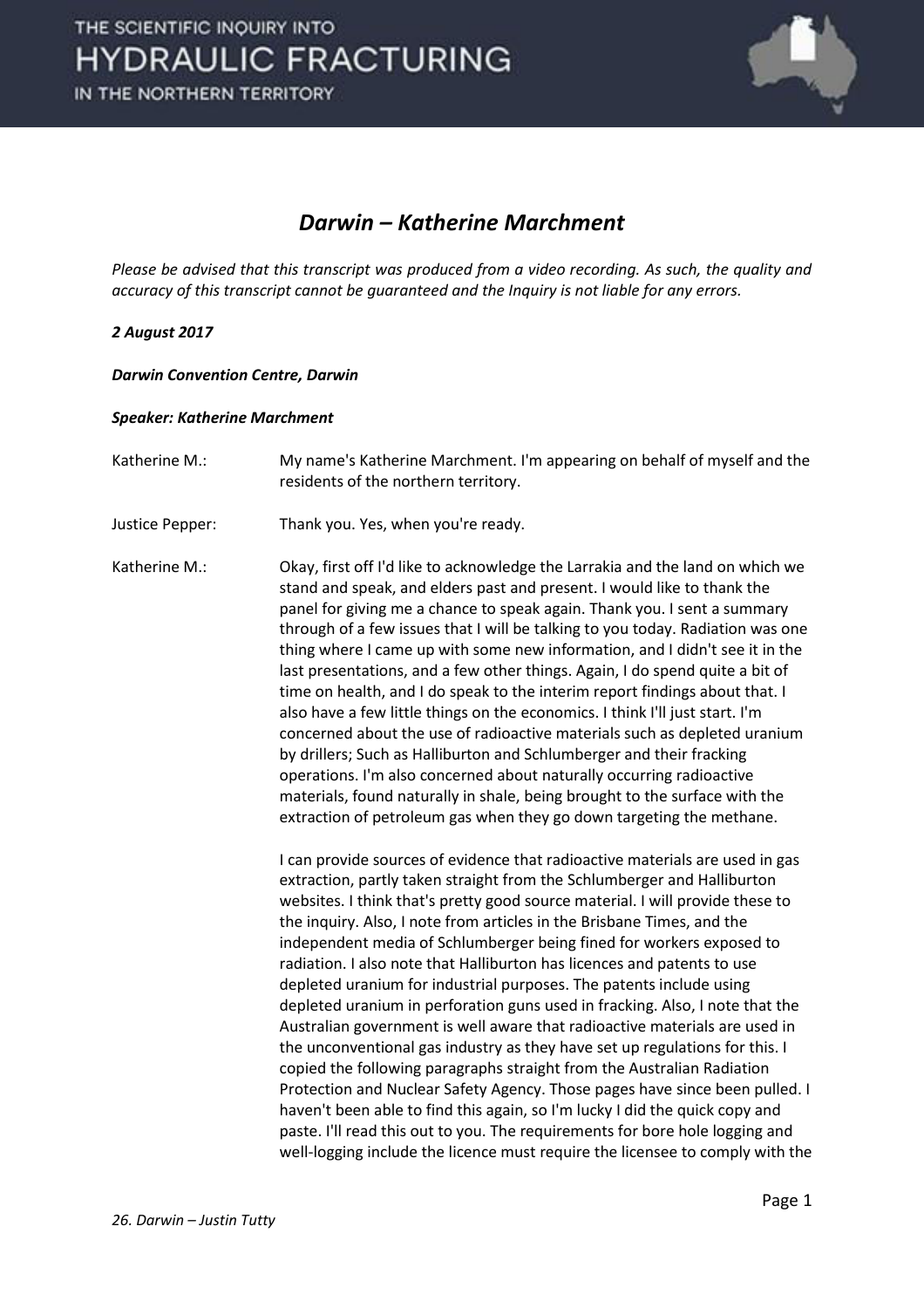# Darwin – Katherine Marchment

*Please be advised that this transcript was produced from a video recording. As such, the quality and accuracy of this transcript cannot be guaranteed and the Inquiry is not liable for any errors.*

***2 August 2017***

***Darwin Convention Centre, Darwin***

***Speaker: Katherine Marchment***

| | |
|---|---|
| Katherine M.: | My name's Katherine Marchment. I'm appearing on behalf of myself and the residents of the northern territory. |
| Justice Pepper: | Thank you. Yes, when you're ready. |
| Katherine M.: | Okay, first off I'd like to acknowledge the Larrakia and the land on which we stand and speak, and elders past and present. I would like to thank the panel for giving me a chance to speak again. Thank you. I sent a summary through of a few issues that I will be talking to you today. Radiation was one thing where I came up with some new information, and I didn't see it in the last presentations, and a few other things. Again, I do spend quite a bit of time on health, and I do speak to the interim report findings about that. I also have a few little things on the economics. I think I'll just start. I'm concerned about the use of radioactive materials such as depleted uranium by drillers; Such as Halliburton and Schlumberger and their fracking operations. I'm also concerned about naturally occurring radioactive materials, found naturally in shale, being brought to the surface with the extraction of petroleum gas when they go down targeting the methane. |

I can provide sources of evidence that radioactive materials are used in gas extraction, partly taken straight from the Schlumberger and Halliburton websites. I think that's pretty good source material. I will provide these to the inquiry. Also, I note from articles in the Brisbane Times, and the independent media of Schlumberger being fined for workers exposed to radiation. I also note that Halliburton has licences and patents to use depleted uranium for industrial purposes. The patents include using depleted uranium in perforation guns used in fracking. Also, I note that the Australian government is well aware that radioactive materials are used in the unconventional gas industry as they have set up regulations for this. I copied the following paragraphs straight from the Australian Radiation Protection and Nuclear Safety Agency. Those pages have since been pulled. I haven't been able to find this again, so I'm lucky I did the quick copy and paste. I'll read this out to you. The requirements for bore hole logging and well-logging include the licence must require the licensee to comply with the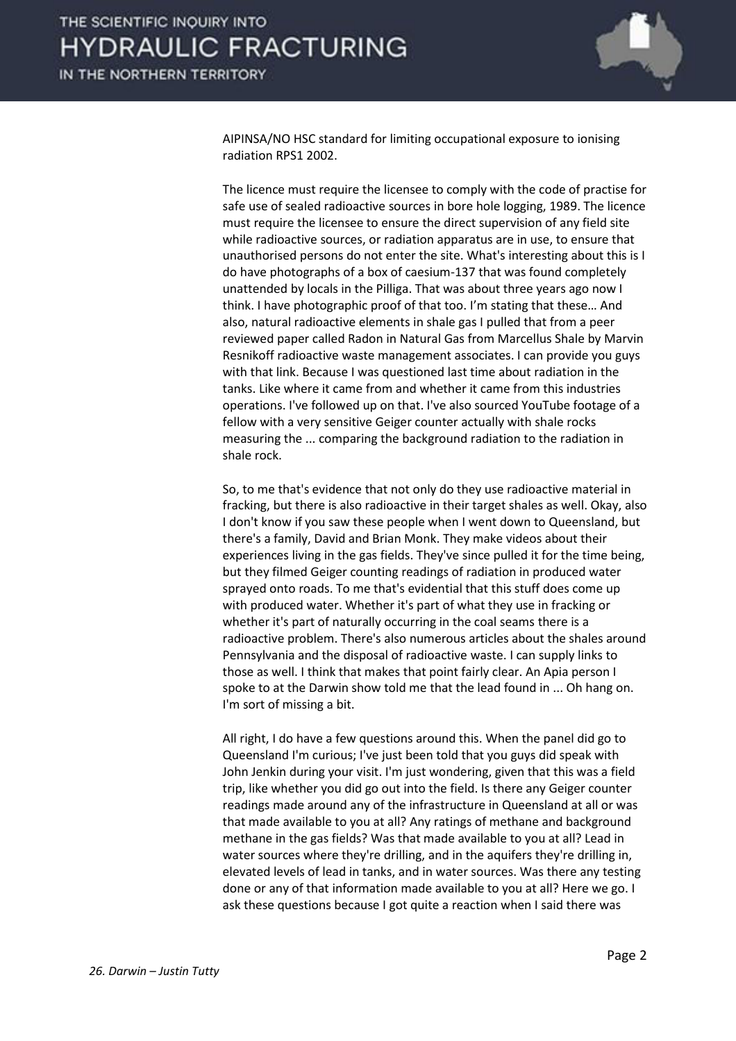AIPINSA/NO HSC standard for limiting occupational exposure to ionising radiation RPS1 2002.

The licence must require the licensee to comply with the code of practise for safe use of sealed radioactive sources in bore hole logging, 1989. The licence must require the licensee to ensure the direct supervision of any field site while radioactive sources, or radiation apparatus are in use, to ensure that unauthorised persons do not enter the site. What's interesting about this is I do have photographs of a box of caesium-137 that was found completely unattended by locals in the Pilliga. That was about three years ago now I think. I have photographic proof of that too. I'm stating that these… And also, natural radioactive elements in shale gas I pulled that from a peer reviewed paper called Radon in Natural Gas from Marcellus Shale by Marvin Resnikoff radioactive waste management associates. I can provide you guys with that link. Because I was questioned last time about radiation in the tanks. Like where it came from and whether it came from this industries operations. I've followed up on that. I've also sourced YouTube footage of a fellow with a very sensitive Geiger counter actually with shale rocks measuring the ... comparing the background radiation to the radiation in shale rock.

So, to me that's evidence that not only do they use radioactive material in fracking, but there is also radioactive in their target shales as well. Okay, also I don't know if you saw these people when I went down to Queensland, but there's a family, David and Brian Monk. They make videos about their experiences living in the gas fields. They've since pulled it for the time being, but they filmed Geiger counting readings of radiation in produced water sprayed onto roads. To me that's evidential that this stuff does come up with produced water. Whether it's part of what they use in fracking or whether it's part of naturally occurring in the coal seams there is a radioactive problem. There's also numerous articles about the shales around Pennsylvania and the disposal of radioactive waste. I can supply links to those as well. I think that makes that point fairly clear. An Apia person I spoke to at the Darwin show told me that the lead found in ... Oh hang on. I'm sort of missing a bit.

All right, I do have a few questions around this. When the panel did go to Queensland I'm curious; I've just been told that you guys did speak with John Jenkin during your visit. I'm just wondering, given that this was a field trip, like whether you did go out into the field. Is there any Geiger counter readings made around any of the infrastructure in Queensland at all or was that made available to you at all? Any ratings of methane and background methane in the gas fields? Was that made available to you at all? Lead in water sources where they're drilling, and in the aquifers they're drilling in, elevated levels of lead in tanks, and in water sources. Was there any testing done or any of that information made available to you at all? Here we go. I ask these questions because I got quite a reaction when I said there was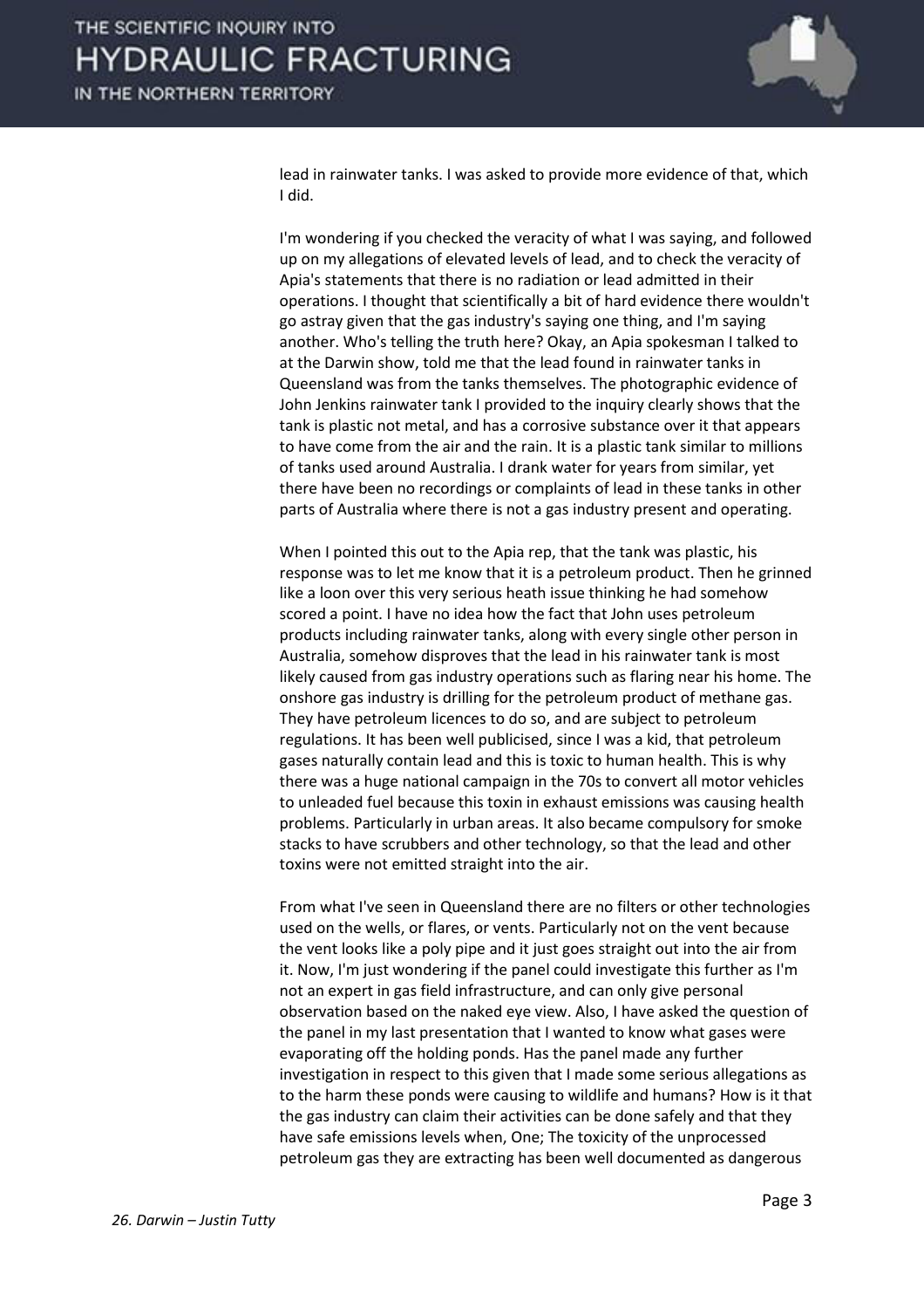lead in rainwater tanks. I was asked to provide more evidence of that, which I did.

I'm wondering if you checked the veracity of what I was saying, and followed up on my allegations of elevated levels of lead, and to check the veracity of Apia's statements that there is no radiation or lead admitted in their operations. I thought that scientifically a bit of hard evidence there wouldn't go astray given that the gas industry's saying one thing, and I'm saying another. Who's telling the truth here? Okay, an Apia spokesman I talked to at the Darwin show, told me that the lead found in rainwater tanks in Queensland was from the tanks themselves. The photographic evidence of John Jenkins rainwater tank I provided to the inquiry clearly shows that the tank is plastic not metal, and has a corrosive substance over it that appears to have come from the air and the rain. It is a plastic tank similar to millions of tanks used around Australia. I drank water for years from similar, yet there have been no recordings or complaints of lead in these tanks in other parts of Australia where there is not a gas industry present and operating.

When I pointed this out to the Apia rep, that the tank was plastic, his response was to let me know that it is a petroleum product. Then he grinned like a loon over this very serious heath issue thinking he had somehow scored a point. I have no idea how the fact that John uses petroleum products including rainwater tanks, along with every single other person in Australia, somehow disproves that the lead in his rainwater tank is most likely caused from gas industry operations such as flaring near his home. The onshore gas industry is drilling for the petroleum product of methane gas. They have petroleum licences to do so, and are subject to petroleum regulations. It has been well publicised, since I was a kid, that petroleum gases naturally contain lead and this is toxic to human health. This is why there was a huge national campaign in the 70s to convert all motor vehicles to unleaded fuel because this toxin in exhaust emissions was causing health problems. Particularly in urban areas. It also became compulsory for smoke stacks to have scrubbers and other technology, so that the lead and other toxins were not emitted straight into the air.

From what I've seen in Queensland there are no filters or other technologies used on the wells, or flares, or vents. Particularly not on the vent because the vent looks like a poly pipe and it just goes straight out into the air from it. Now, I'm just wondering if the panel could investigate this further as I'm not an expert in gas field infrastructure, and can only give personal observation based on the naked eye view. Also, I have asked the question of the panel in my last presentation that I wanted to know what gases were evaporating off the holding ponds. Has the panel made any further investigation in respect to this given that I made some serious allegations as to the harm these ponds were causing to wildlife and humans? How is it that the gas industry can claim their activities can be done safely and that they have safe emissions levels when, One; The toxicity of the unprocessed petroleum gas they are extracting has been well documented as dangerous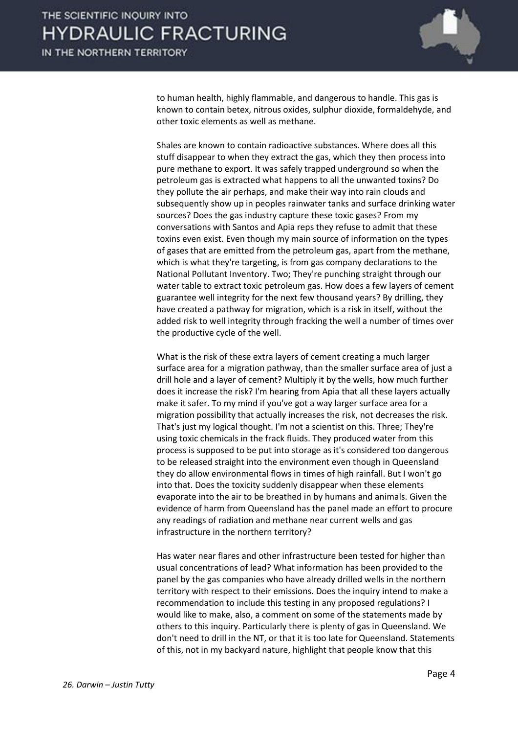to human health, highly flammable, and dangerous to handle. This gas is known to contain betex, nitrous oxides, sulphur dioxide, formaldehyde, and other toxic elements as well as methane.

Shales are known to contain radioactive substances. Where does all this stuff disappear to when they extract the gas, which they then process into pure methane to export. It was safely trapped underground so when the petroleum gas is extracted what happens to all the unwanted toxins? Do they pollute the air perhaps, and make their way into rain clouds and subsequently show up in peoples rainwater tanks and surface drinking water sources? Does the gas industry capture these toxic gases? From my conversations with Santos and Apia reps they refuse to admit that these toxins even exist. Even though my main source of information on the types of gases that are emitted from the petroleum gas, apart from the methane, which is what they're targeting, is from gas company declarations to the National Pollutant Inventory. Two; They're punching straight through our water table to extract toxic petroleum gas. How does a few layers of cement guarantee well integrity for the next few thousand years? By drilling, they have created a pathway for migration, which is a risk in itself, without the added risk to well integrity through fracking the well a number of times over the productive cycle of the well.

What is the risk of these extra layers of cement creating a much larger surface area for a migration pathway, than the smaller surface area of just a drill hole and a layer of cement? Multiply it by the wells, how much further does it increase the risk? I'm hearing from Apia that all these layers actually make it safer. To my mind if you've got a way larger surface area for a migration possibility that actually increases the risk, not decreases the risk. That's just my logical thought. I'm not a scientist on this. Three; They're using toxic chemicals in the frack fluids. They produced water from this process is supposed to be put into storage as it's considered too dangerous to be released straight into the environment even though in Queensland they do allow environmental flows in times of high rainfall. But I won't go into that. Does the toxicity suddenly disappear when these elements evaporate into the air to be breathed in by humans and animals. Given the evidence of harm from Queensland has the panel made an effort to procure any readings of radiation and methane near current wells and gas infrastructure in the northern territory?

Has water near flares and other infrastructure been tested for higher than usual concentrations of lead? What information has been provided to the panel by the gas companies who have already drilled wells in the northern territory with respect to their emissions. Does the inquiry intend to make a recommendation to include this testing in any proposed regulations? I would like to make, also, a comment on some of the statements made by others to this inquiry. Particularly there is plenty of gas in Queensland. We don't need to drill in the NT, or that it is too late for Queensland. Statements of this, not in my backyard nature, highlight that people know that this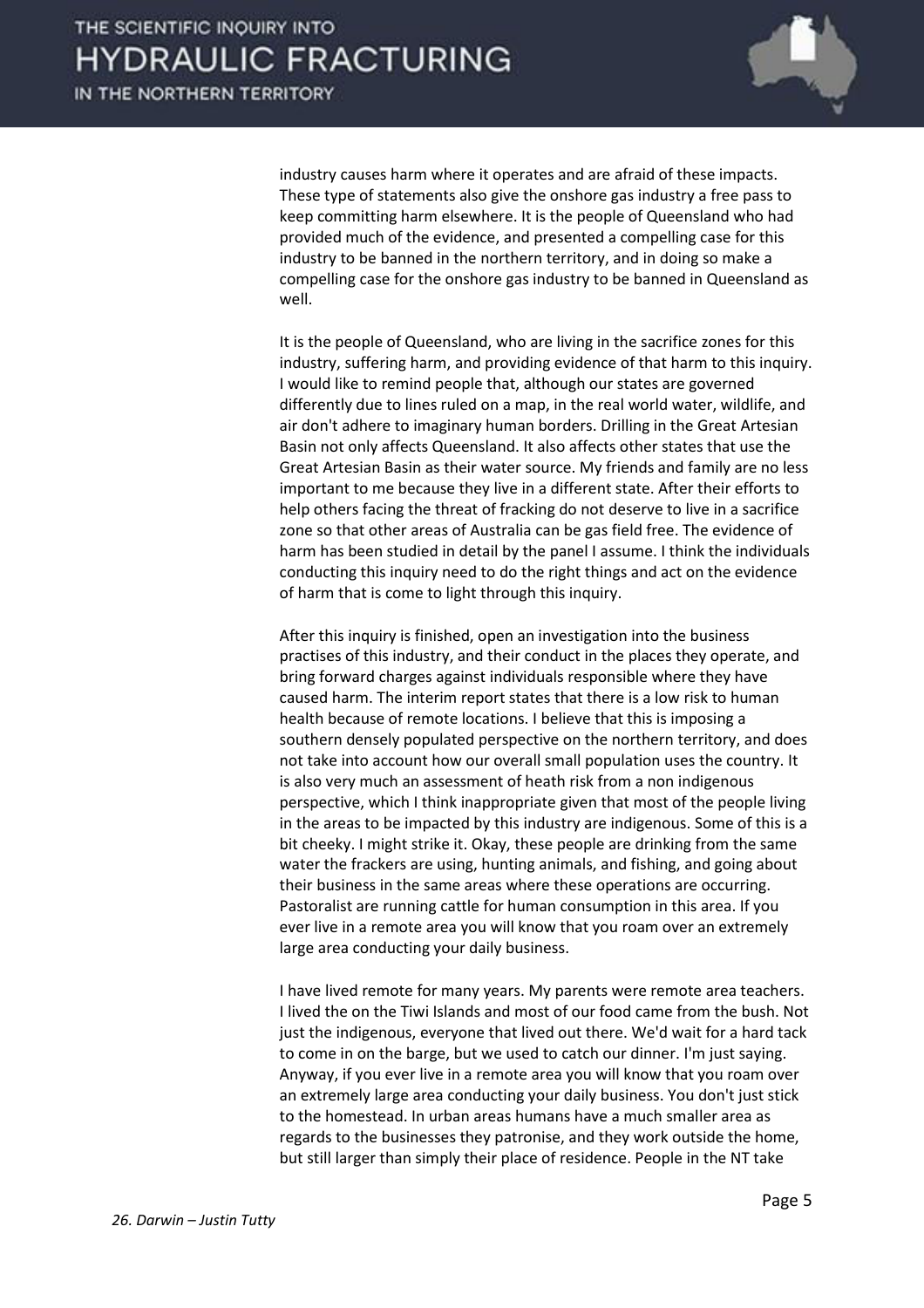industry causes harm where it operates and are afraid of these impacts. These type of statements also give the onshore gas industry a free pass to keep committing harm elsewhere. It is the people of Queensland who had provided much of the evidence, and presented a compelling case for this industry to be banned in the northern territory, and in doing so make a compelling case for the onshore gas industry to be banned in Queensland as well.

It is the people of Queensland, who are living in the sacrifice zones for this industry, suffering harm, and providing evidence of that harm to this inquiry. I would like to remind people that, although our states are governed differently due to lines ruled on a map, in the real world water, wildlife, and air don't adhere to imaginary human borders. Drilling in the Great Artesian Basin not only affects Queensland. It also affects other states that use the Great Artesian Basin as their water source. My friends and family are no less important to me because they live in a different state. After their efforts to help others facing the threat of fracking do not deserve to live in a sacrifice zone so that other areas of Australia can be gas field free. The evidence of harm has been studied in detail by the panel I assume. I think the individuals conducting this inquiry need to do the right things and act on the evidence of harm that is come to light through this inquiry.

After this inquiry is finished, open an investigation into the business practises of this industry, and their conduct in the places they operate, and bring forward charges against individuals responsible where they have caused harm. The interim report states that there is a low risk to human health because of remote locations. I believe that this is imposing a southern densely populated perspective on the northern territory, and does not take into account how our overall small population uses the country. It is also very much an assessment of heath risk from a non indigenous perspective, which I think inappropriate given that most of the people living in the areas to be impacted by this industry are indigenous. Some of this is a bit cheeky. I might strike it. Okay, these people are drinking from the same water the frackers are using, hunting animals, and fishing, and going about their business in the same areas where these operations are occurring. Pastoralist are running cattle for human consumption in this area. If you ever live in a remote area you will know that you roam over an extremely large area conducting your daily business.

I have lived remote for many years. My parents were remote area teachers. I lived the on the Tiwi Islands and most of our food came from the bush. Not just the indigenous, everyone that lived out there. We'd wait for a hard tack to come in on the barge, but we used to catch our dinner. I'm just saying. Anyway, if you ever live in a remote area you will know that you roam over an extremely large area conducting your daily business. You don't just stick to the homestead. In urban areas humans have a much smaller area as regards to the businesses they patronise, and they work outside the home, but still larger than simply their place of residence. People in the NT take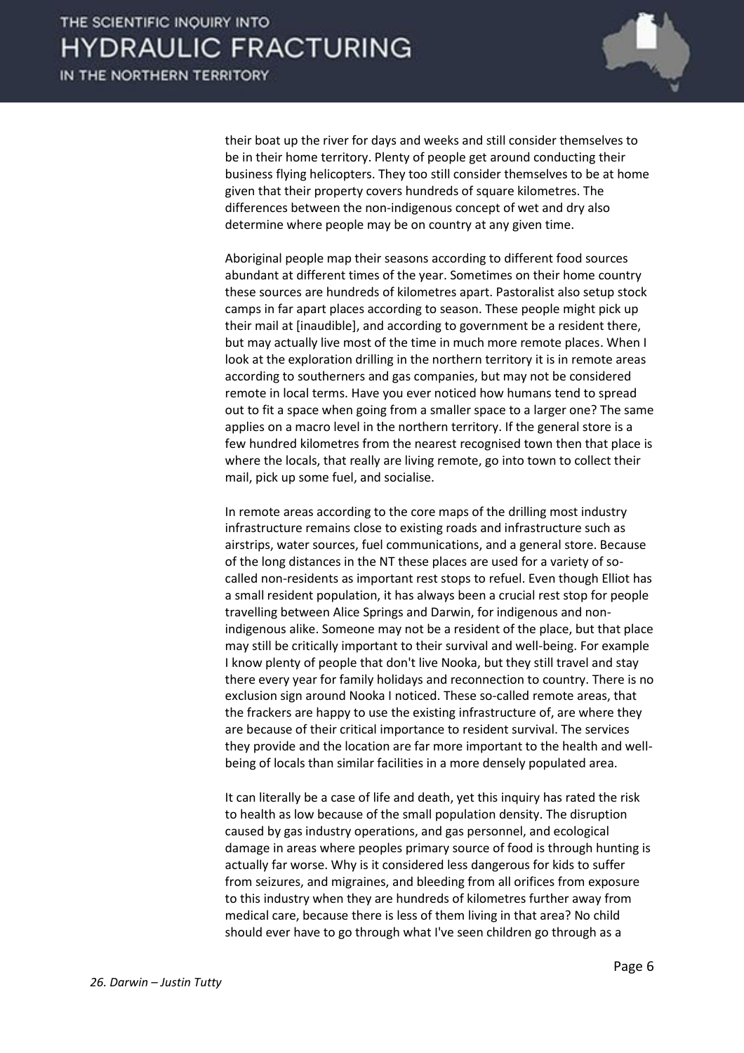their boat up the river for days and weeks and still consider themselves to be in their home territory. Plenty of people get around conducting their business flying helicopters. They too still consider themselves to be at home given that their property covers hundreds of square kilometres. The differences between the non-indigenous concept of wet and dry also determine where people may be on country at any given time.

Aboriginal people map their seasons according to different food sources abundant at different times of the year. Sometimes on their home country these sources are hundreds of kilometres apart. Pastoralist also setup stock camps in far apart places according to season. These people might pick up their mail at [inaudible], and according to government be a resident there, but may actually live most of the time in much more remote places. When I look at the exploration drilling in the northern territory it is in remote areas according to southerners and gas companies, but may not be considered remote in local terms. Have you ever noticed how humans tend to spread out to fit a space when going from a smaller space to a larger one? The same applies on a macro level in the northern territory. If the general store is a few hundred kilometres from the nearest recognised town then that place is where the locals, that really are living remote, go into town to collect their mail, pick up some fuel, and socialise.

In remote areas according to the core maps of the drilling most industry infrastructure remains close to existing roads and infrastructure such as airstrips, water sources, fuel communications, and a general store. Because of the long distances in the NT these places are used for a variety of so-called non-residents as important rest stops to refuel. Even though Elliot has a small resident population, it has always been a crucial rest stop for people travelling between Alice Springs and Darwin, for indigenous and non-indigenous alike. Someone may not be a resident of the place, but that place may still be critically important to their survival and well-being. For example I know plenty of people that don't live Nooka, but they still travel and stay there every year for family holidays and reconnection to country. There is no exclusion sign around Nooka I noticed. These so-called remote areas, that the frackers are happy to use the existing infrastructure of, are where they are because of their critical importance to resident survival. The services they provide and the location are far more important to the health and well-being of locals than similar facilities in a more densely populated area.

It can literally be a case of life and death, yet this inquiry has rated the risk to health as low because of the small population density. The disruption caused by gas industry operations, and gas personnel, and ecological damage in areas where peoples primary source of food is through hunting is actually far worse. Why is it considered less dangerous for kids to suffer from seizures, and migraines, and bleeding from all orifices from exposure to this industry when they are hundreds of kilometres further away from medical care, because there is less of them living in that area? No child should ever have to go through what I've seen children go through as a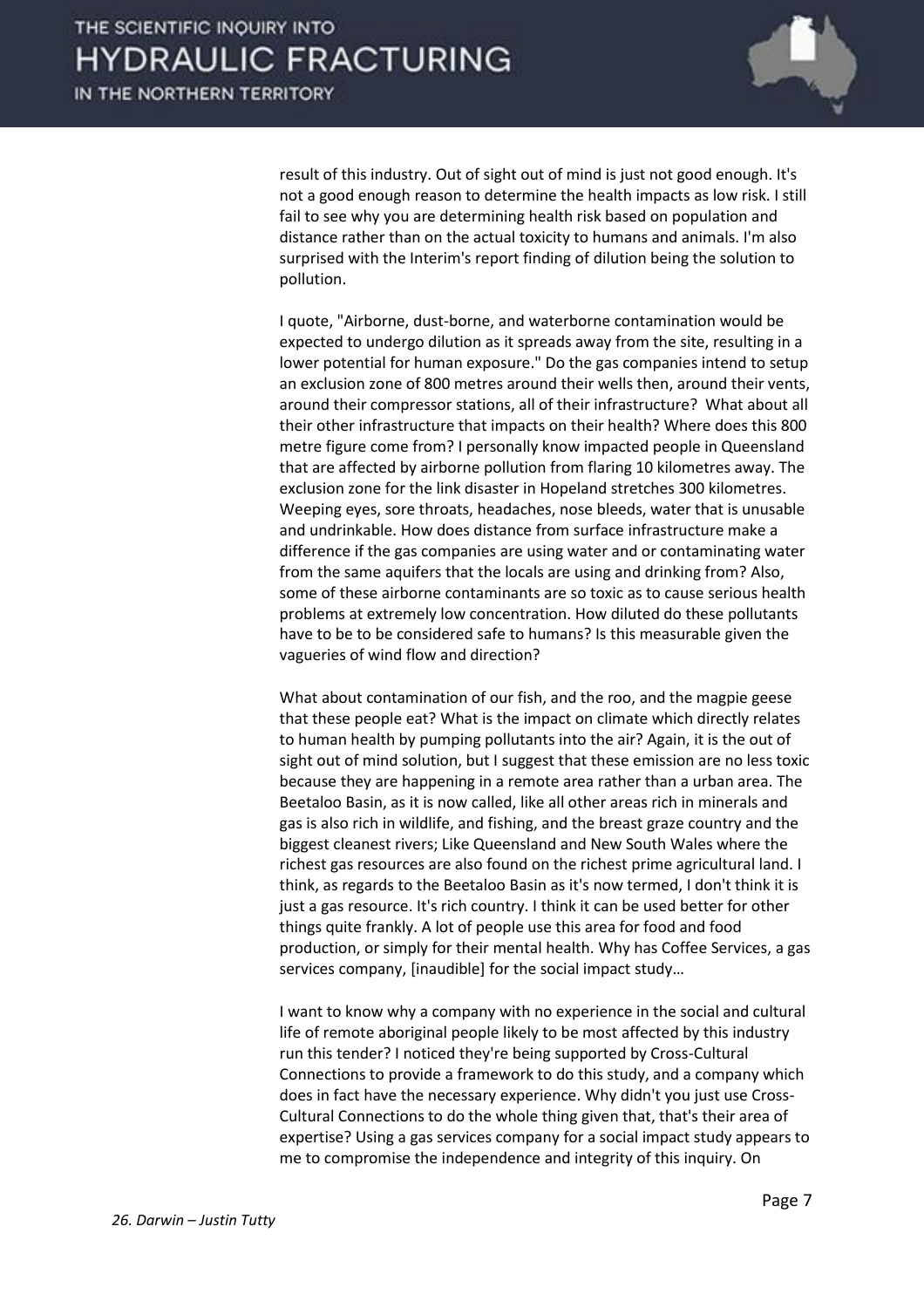result of this industry. Out of sight out of mind is just not good enough. It's not a good enough reason to determine the health impacts as low risk. I still fail to see why you are determining health risk based on population and distance rather than on the actual toxicity to humans and animals. I'm also surprised with the Interim's report finding of dilution being the solution to pollution.

I quote, "Airborne, dust-borne, and waterborne contamination would be expected to undergo dilution as it spreads away from the site, resulting in a lower potential for human exposure." Do the gas companies intend to setup an exclusion zone of 800 metres around their wells then, around their vents, around their compressor stations, all of their infrastructure? What about all their other infrastructure that impacts on their health? Where does this 800 metre figure come from? I personally know impacted people in Queensland that are affected by airborne pollution from flaring 10 kilometres away. The exclusion zone for the link disaster in Hopeland stretches 300 kilometres. Weeping eyes, sore throats, headaches, nose bleeds, water that is unusable and undrinkable. How does distance from surface infrastructure make a difference if the gas companies are using water and or contaminating water from the same aquifers that the locals are using and drinking from? Also, some of these airborne contaminants are so toxic as to cause serious health problems at extremely low concentration. How diluted do these pollutants have to be to be considered safe to humans? Is this measurable given the vagueries of wind flow and direction?

What about contamination of our fish, and the roo, and the magpie geese that these people eat? What is the impact on climate which directly relates to human health by pumping pollutants into the air? Again, it is the out of sight out of mind solution, but I suggest that these emission are no less toxic because they are happening in a remote area rather than a urban area. The Beetaloo Basin, as it is now called, like all other areas rich in minerals and gas is also rich in wildlife, and fishing, and the breast graze country and the biggest cleanest rivers; Like Queensland and New South Wales where the richest gas resources are also found on the richest prime agricultural land. I think, as regards to the Beetaloo Basin as it's now termed, I don't think it is just a gas resource. It's rich country. I think it can be used better for other things quite frankly. A lot of people use this area for food and food production, or simply for their mental health. Why has Coffee Services, a gas services company, [inaudible] for the social impact study…

I want to know why a company with no experience in the social and cultural life of remote aboriginal people likely to be most affected by this industry run this tender? I noticed they're being supported by Cross-Cultural Connections to provide a framework to do this study, and a company which does in fact have the necessary experience. Why didn't you just use Cross-Cultural Connections to do the whole thing given that, that's their area of expertise? Using a gas services company for a social impact study appears to me to compromise the independence and integrity of this inquiry. On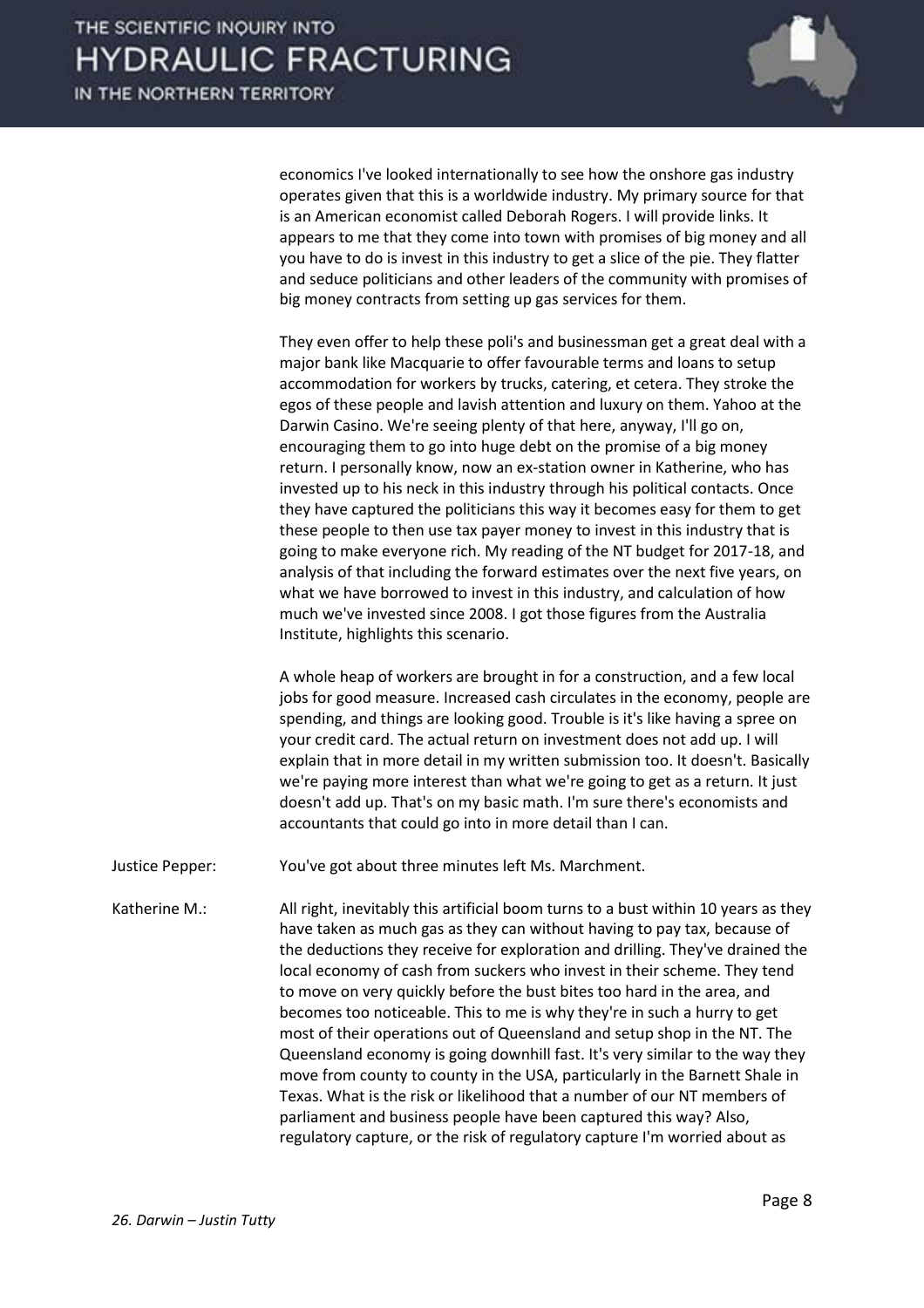economics I've looked internationally to see how the onshore gas industry operates given that this is a worldwide industry. My primary source for that is an American economist called Deborah Rogers. I will provide links. It appears to me that they come into town with promises of big money and all you have to do is invest in this industry to get a slice of the pie. They flatter and seduce politicians and other leaders of the community with promises of big money contracts from setting up gas services for them.

They even offer to help these poli's and businessman get a great deal with a major bank like Macquarie to offer favourable terms and loans to setup accommodation for workers by trucks, catering, et cetera. They stroke the egos of these people and lavish attention and luxury on them. Yahoo at the Darwin Casino. We're seeing plenty of that here, anyway, I'll go on, encouraging them to go into huge debt on the promise of a big money return. I personally know, now an ex-station owner in Katherine, who has invested up to his neck in this industry through his political contacts. Once they have captured the politicians this way it becomes easy for them to get these people to then use tax payer money to invest in this industry that is going to make everyone rich. My reading of the NT budget for 2017-18, and analysis of that including the forward estimates over the next five years, on what we have borrowed to invest in this industry, and calculation of how much we've invested since 2008. I got those figures from the Australia Institute, highlights this scenario.

A whole heap of workers are brought in for a construction, and a few local jobs for good measure. Increased cash circulates in the economy, people are spending, and things are looking good. Trouble is it's like having a spree on your credit card. The actual return on investment does not add up. I will explain that in more detail in my written submission too. It doesn't. Basically we're paying more interest than what we're going to get as a return. It just doesn't add up. That's on my basic math. I'm sure there's economists and accountants that could go into in more detail than I can.

Justice Pepper: You've got about three minutes left Ms. Marchment.

Katherine M.: All right, inevitably this artificial boom turns to a bust within 10 years as they have taken as much gas as they can without having to pay tax, because of the deductions they receive for exploration and drilling. They've drained the local economy of cash from suckers who invest in their scheme. They tend to move on very quickly before the bust bites too hard in the area, and becomes too noticeable. This to me is why they're in such a hurry to get most of their operations out of Queensland and setup shop in the NT. The Queensland economy is going downhill fast. It's very similar to the way they move from county to county in the USA, particularly in the Barnett Shale in Texas. What is the risk or likelihood that a number of our NT members of parliament and business people have been captured this way? Also, regulatory capture, or the risk of regulatory capture I'm worried about as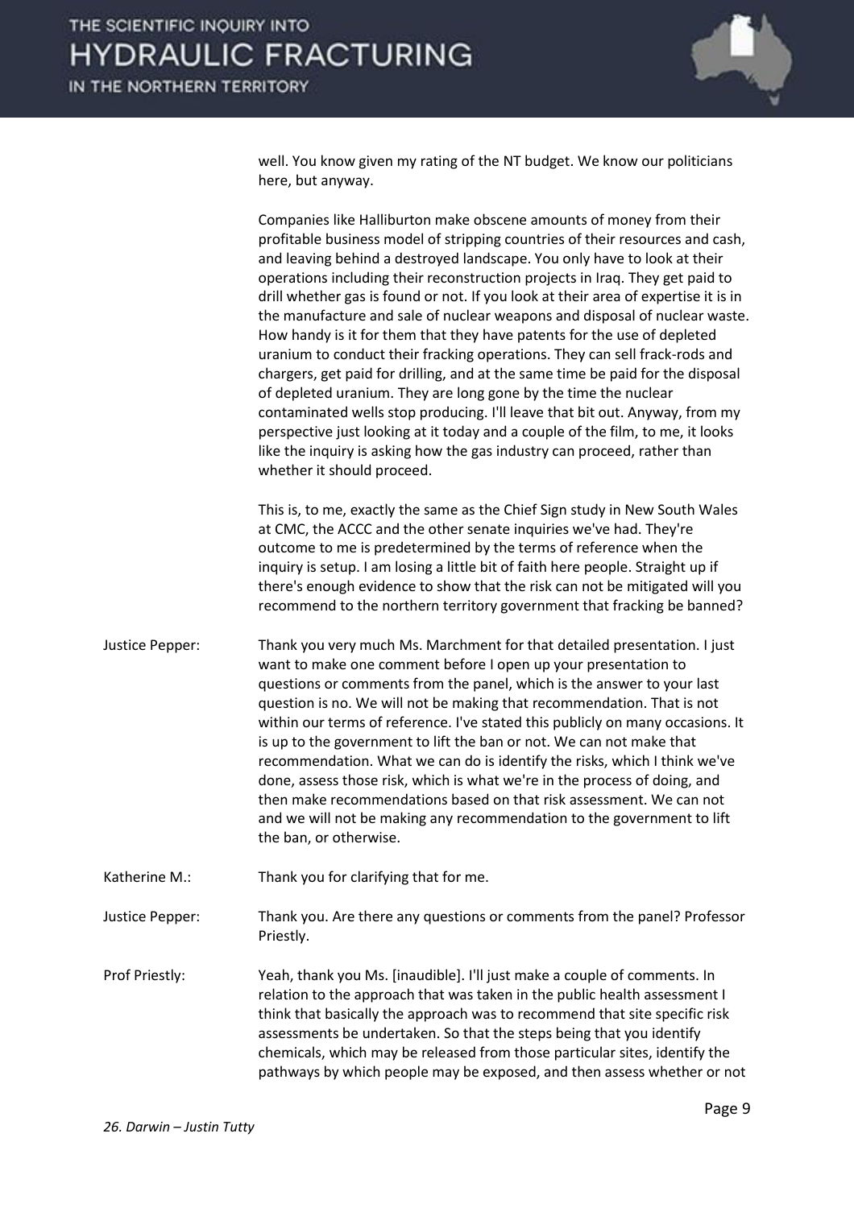well. You know given my rating of the NT budget. We know our politicians here, but anyway.

Companies like Halliburton make obscene amounts of money from their profitable business model of stripping countries of their resources and cash, and leaving behind a destroyed landscape. You only have to look at their operations including their reconstruction projects in Iraq. They get paid to drill whether gas is found or not. If you look at their area of expertise it is in the manufacture and sale of nuclear weapons and disposal of nuclear waste. How handy is it for them that they have patents for the use of depleted uranium to conduct their fracking operations. They can sell frack-rods and chargers, get paid for drilling, and at the same time be paid for the disposal of depleted uranium. They are long gone by the time the nuclear contaminated wells stop producing. I'll leave that bit out. Anyway, from my perspective just looking at it today and a couple of the film, to me, it looks like the inquiry is asking how the gas industry can proceed, rather than whether it should proceed.

This is, to me, exactly the same as the Chief Sign study in New South Wales at CMC, the ACCC and the other senate inquiries we've had. They're outcome to me is predetermined by the terms of reference when the inquiry is setup. I am losing a little bit of faith here people. Straight up if there's enough evidence to show that the risk can not be mitigated will you recommend to the northern territory government that fracking be banned?

Justice Pepper: Thank you very much Ms. Marchment for that detailed presentation. I just want to make one comment before I open up your presentation to questions or comments from the panel, which is the answer to your last question is no. We will not be making that recommendation. That is not within our terms of reference. I've stated this publicly on many occasions. It is up to the government to lift the ban or not. We can not make that recommendation. What we can do is identify the risks, which I think we've done, assess those risk, which is what we're in the process of doing, and then make recommendations based on that risk assessment. We can not and we will not be making any recommendation to the government to lift the ban, or otherwise.

Katherine M.: Thank you for clarifying that for me.

Justice Pepper: Thank you. Are there any questions or comments from the panel? Professor Priestly.

Prof Priestly: Yeah, thank you Ms. [inaudible]. I'll just make a couple of comments. In relation to the approach that was taken in the public health assessment I think that basically the approach was to recommend that site specific risk assessments be undertaken. So that the steps being that you identify chemicals, which may be released from those particular sites, identify the pathways by which people may be exposed, and then assess whether or not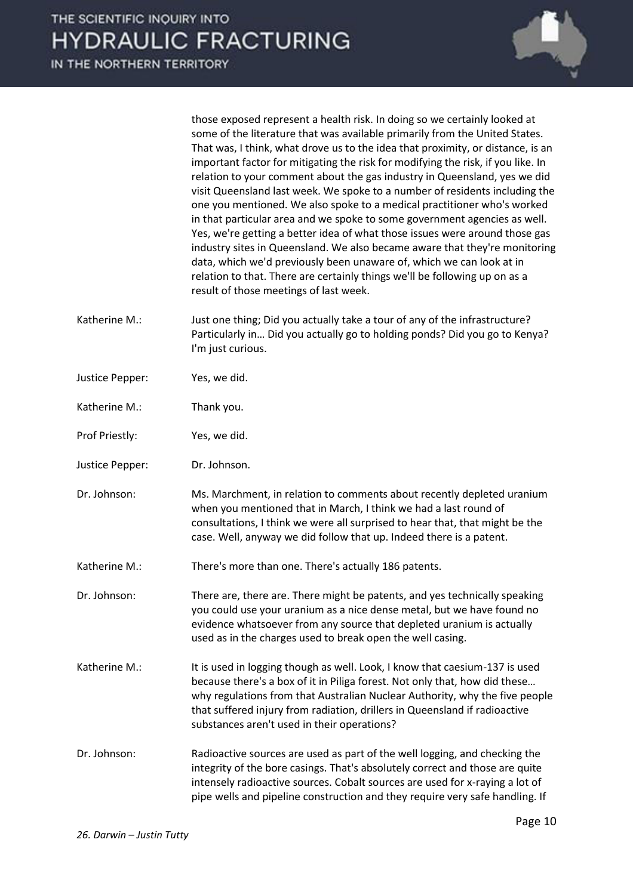those exposed represent a health risk. In doing so we certainly looked at some of the literature that was available primarily from the United States. That was, I think, what drove us to the idea that proximity, or distance, is an important factor for mitigating the risk for modifying the risk, if you like. In relation to your comment about the gas industry in Queensland, yes we did visit Queensland last week. We spoke to a number of residents including the one you mentioned. We also spoke to a medical practitioner who's worked in that particular area and we spoke to some government agencies as well. Yes, we're getting a better idea of what those issues were around those gas industry sites in Queensland. We also became aware that they're monitoring data, which we'd previously been unaware of, which we can look at in relation to that. There are certainly things we'll be following up on as a result of those meetings of last week.

Katherine M.: Just one thing; Did you actually take a tour of any of the infrastructure? Particularly in… Did you actually go to holding ponds? Did you go to Kenya? I'm just curious.

Justice Pepper: Yes, we did.

Katherine M.: Thank you.

Prof Priestly: Yes, we did.

Justice Pepper: Dr. Johnson.

Dr. Johnson: Ms. Marchment, in relation to comments about recently depleted uranium when you mentioned that in March, I think we had a last round of consultations, I think we were all surprised to hear that, that might be the case. Well, anyway we did follow that up. Indeed there is a patent.

Katherine M.: There's more than one. There's actually 186 patents.

Dr. Johnson: There are, there are. There might be patents, and yes technically speaking you could use your uranium as a nice dense metal, but we have found no evidence whatsoever from any source that depleted uranium is actually used as in the charges used to break open the well casing.

Katherine M.: It is used in logging though as well. Look, I know that caesium-137 is used because there's a box of it in Piliga forest. Not only that, how did these… why regulations from that Australian Nuclear Authority, why the five people that suffered injury from radiation, drillers in Queensland if radioactive substances aren't used in their operations?

Dr. Johnson: Radioactive sources are used as part of the well logging, and checking the integrity of the bore casings. That's absolutely correct and those are quite intensely radioactive sources. Cobalt sources are used for x-raying a lot of pipe wells and pipeline construction and they require very safe handling. If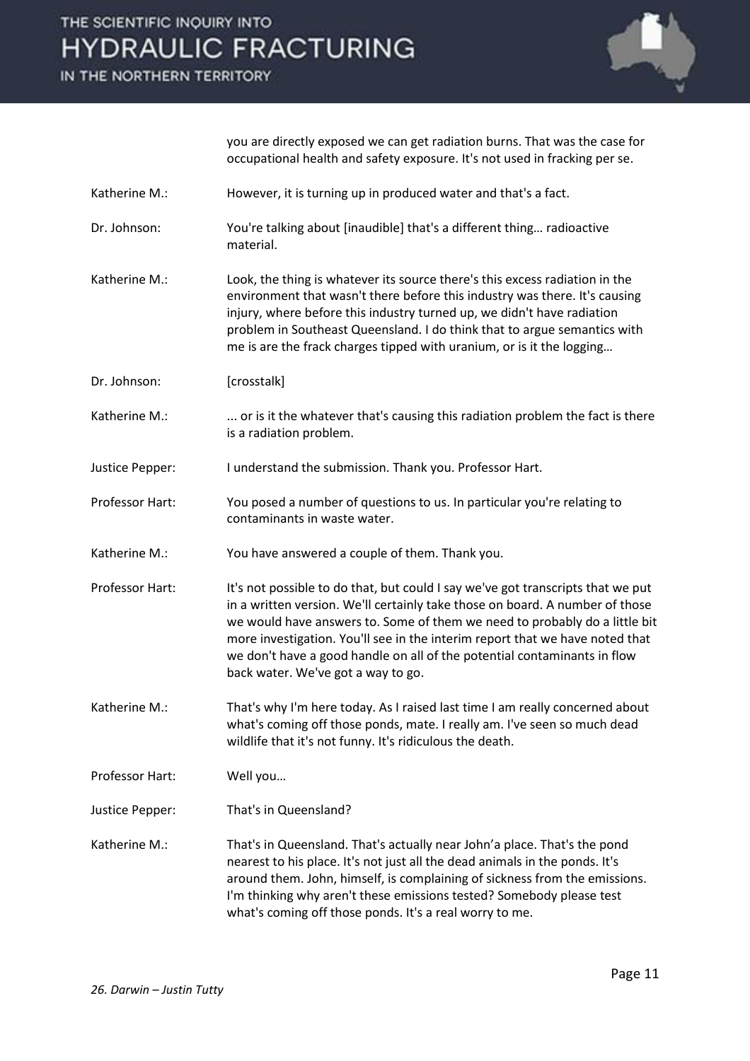| | |
|---|---|
| | you are directly exposed we can get radiation burns. That was the case for occupational health and safety exposure. It's not used in fracking per se. |
| Katherine M.: | However, it is turning up in produced water and that's a fact. |
| Dr. Johnson: | You're talking about [inaudible] that's a different thing… radioactive material. |
| Katherine M.: | Look, the thing is whatever its source there's this excess radiation in the environment that wasn't there before this industry was there. It's causing injury, where before this industry turned up, we didn't have radiation problem in Southeast Queensland. I do think that to argue semantics with me is are the frack charges tipped with uranium, or is it the logging… |
| Dr. Johnson: | [crosstalk] |
| Katherine M.: | ... or is it the whatever that's causing this radiation problem the fact is there is a radiation problem. |
| Justice Pepper: | I understand the submission. Thank you. Professor Hart. |
| Professor Hart: | You posed a number of questions to us. In particular you're relating to contaminants in waste water. |
| Katherine M.: | You have answered a couple of them. Thank you. |
| Professor Hart: | It's not possible to do that, but could I say we've got transcripts that we put in a written version. We'll certainly take those on board. A number of those we would have answers to. Some of them we need to probably do a little bit more investigation. You'll see in the interim report that we have noted that we don't have a good handle on all of the potential contaminants in flow back water. We've got a way to go. |
| Katherine M.: | That's why I'm here today. As I raised last time I am really concerned about what's coming off those ponds, mate. I really am. I've seen so much dead wildlife that it's not funny. It's ridiculous the death. |
| Professor Hart: | Well you… |
| Justice Pepper: | That's in Queensland? |
| Katherine M.: | That's in Queensland. That's actually near John'a place. That's the pond nearest to his place. It's not just all the dead animals in the ponds. It's around them. John, himself, is complaining of sickness from the emissions. I'm thinking why aren't these emissions tested? Somebody please test what's coming off those ponds. It's a real worry to me. |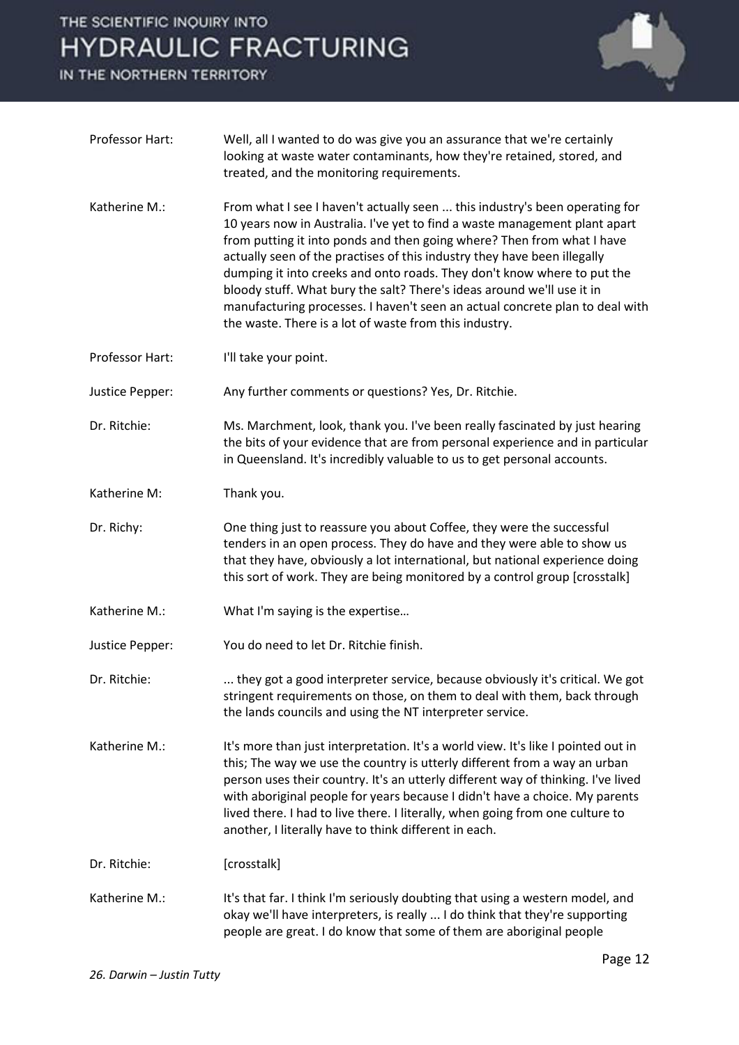Professor Hart: Well, all I wanted to do was give you an assurance that we're certainly looking at waste water contaminants, how they're retained, stored, and treated, and the monitoring requirements.

Katherine M.: From what I see I haven't actually seen ... this industry's been operating for 10 years now in Australia. I've yet to find a waste management plant apart from putting it into ponds and then going where? Then from what I have actually seen of the practises of this industry they have been illegally dumping it into creeks and onto roads. They don't know where to put the bloody stuff. What bury the salt? There's ideas around we'll use it in manufacturing processes. I haven't seen an actual concrete plan to deal with the waste. There is a lot of waste from this industry.

Professor Hart: I'll take your point.

Justice Pepper: Any further comments or questions? Yes, Dr. Ritchie.

Dr. Ritchie: Ms. Marchment, look, thank you. I've been really fascinated by just hearing the bits of your evidence that are from personal experience and in particular in Queensland. It's incredibly valuable to us to get personal accounts.

Katherine M: Thank you.

Dr. Richy: One thing just to reassure you about Coffee, they were the successful tenders in an open process. They do have and they were able to show us that they have, obviously a lot international, but national experience doing this sort of work. They are being monitored by a control group [crosstalk]

Katherine M.: What I'm saying is the expertise…

Justice Pepper: You do need to let Dr. Ritchie finish.

Dr. Ritchie: ... they got a good interpreter service, because obviously it's critical. We got stringent requirements on those, on them to deal with them, back through the lands councils and using the NT interpreter service.

Katherine M.: It's more than just interpretation. It's a world view. It's like I pointed out in this; The way we use the country is utterly different from a way an urban person uses their country. It's an utterly different way of thinking. I've lived with aboriginal people for years because I didn't have a choice. My parents lived there. I had to live there. I literally, when going from one culture to another, I literally have to think different in each.

Dr. Ritchie: [crosstalk]

Katherine M.: It's that far. I think I'm seriously doubting that using a western model, and okay we'll have interpreters, is really ... I do think that they're supporting people are great. I do know that some of them are aboriginal people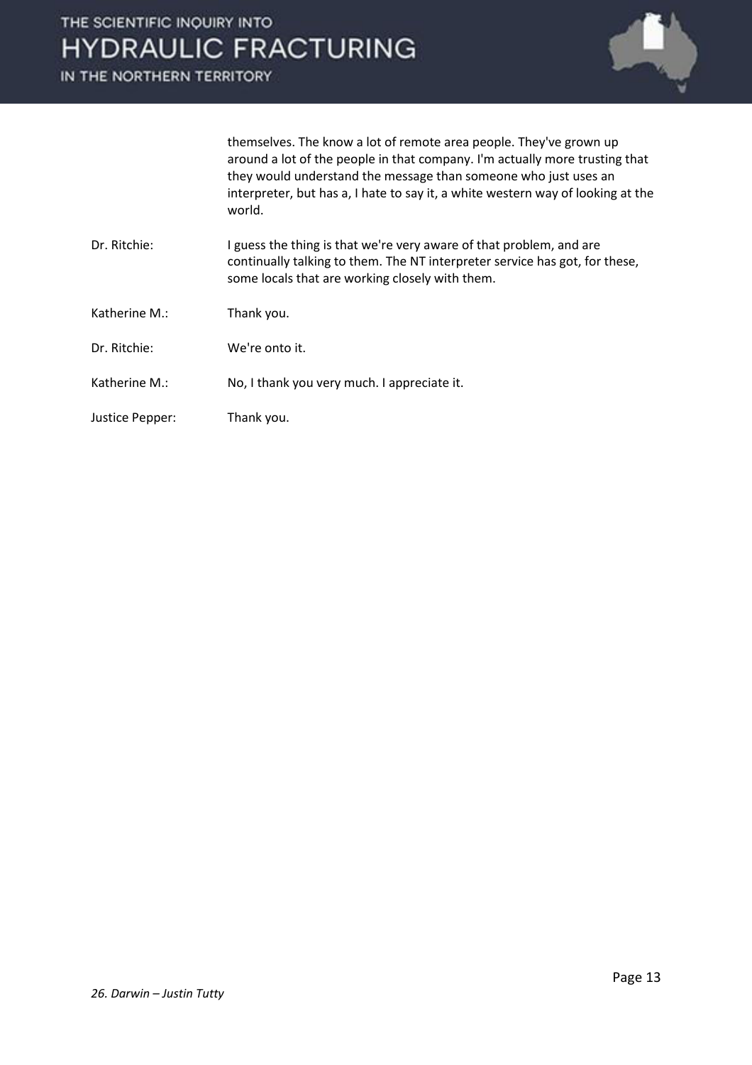themselves. The know a lot of remote area people. They've grown up around a lot of the people in that company. I'm actually more trusting that they would understand the message than someone who just uses an interpreter, but has a, I hate to say it, a white western way of looking at the world.

| | |
|---|---|
| Dr. Ritchie: | I guess the thing is that we're very aware of that problem, and are continually talking to them. The NT interpreter service has got, for these, some locals that are working closely with them. |
| Katherine M.: | Thank you. |
| Dr. Ritchie: | We're onto it. |
| Katherine M.: | No, I thank you very much. I appreciate it. |
| Justice Pepper: | Thank you. |